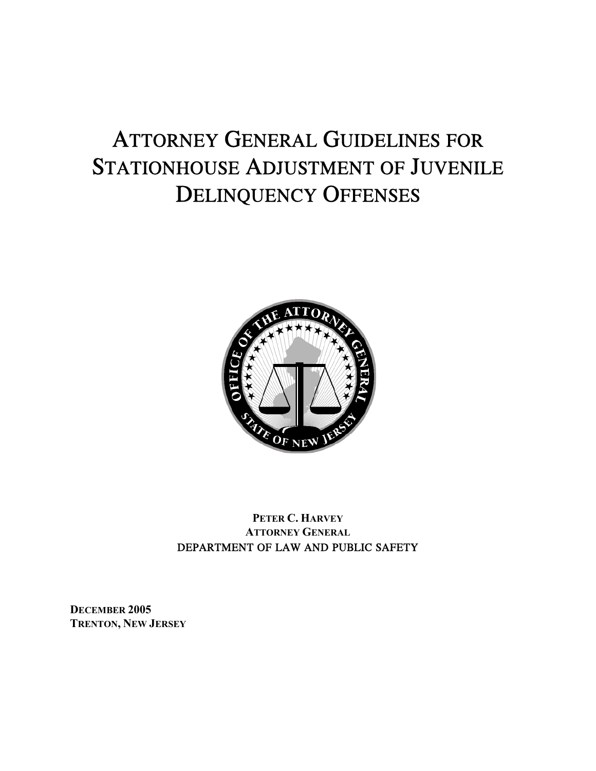# ATTORNEY GENERAL GUIDELINES FOR STATIONHOUSE ADJUSTMENT OF JUVENILE DELINQUENCY OFFENSES

**PETER C. HARVEY**
**ATTORNEY GENERAL**
DEPARTMENT OF LAW AND PUBLIC SAFETY

**DECEMBER 2005**
**TRENTON, NEW JERSEY**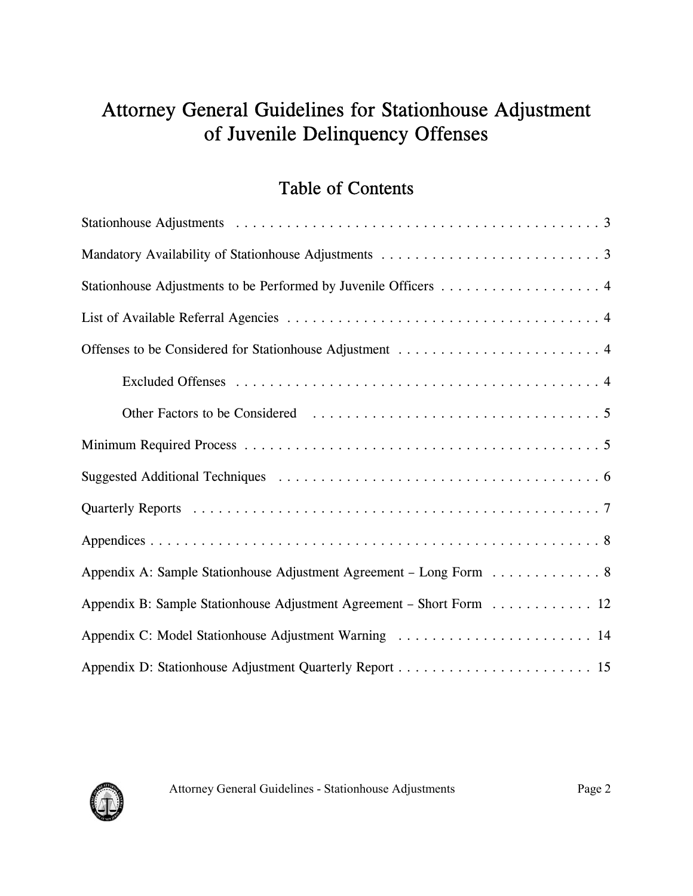# Attorney General Guidelines for Stationhouse Adjustment of Juvenile Delinquency Offenses

## Table of Contents

Stationhouse Adjustments . . . . . . . . . . . . . . . . . . . . . . . . . . . . . . . . . . . . . . . . . . . . 3

Mandatory Availability of Stationhouse Adjustments . . . . . . . . . . . . . . . . . . . . . . . . . . 3

Stationhouse Adjustments to be Performed by Juvenile Officers . . . . . . . . . . . . . . . . . . . 4

List of Available Referral Agencies . . . . . . . . . . . . . . . . . . . . . . . . . . . . . . . . . . . . . 4

Offenses to be Considered for Stationhouse Adjustment . . . . . . . . . . . . . . . . . . . . . . . . 4

- Excluded Offenses . . . . . . . . . . . . . . . . . . . . . . . . . . . . . . . . . . . . . . . . . . . . 4
- Other Factors to be Considered . . . . . . . . . . . . . . . . . . . . . . . . . . . . . . . . . . . 5

Minimum Required Process . . . . . . . . . . . . . . . . . . . . . . . . . . . . . . . . . . . . . . . . . . 5

Suggested Additional Techniques . . . . . . . . . . . . . . . . . . . . . . . . . . . . . . . . . . . . . . 6

Quarterly Reports . . . . . . . . . . . . . . . . . . . . . . . . . . . . . . . . . . . . . . . . . . . . . . . . 7

Appendices . . . . . . . . . . . . . . . . . . . . . . . . . . . . . . . . . . . . . . . . . . . . . . . . . . . . 8

Appendix A: Sample Stationhouse Adjustment Agreement – Long Form . . . . . . . . . . . . . 8

Appendix B: Sample Stationhouse Adjustment Agreement – Short Form . . . . . . . . . . . . 12

Appendix C: Model Stationhouse Adjustment Warning . . . . . . . . . . . . . . . . . . . . . . . 14

Appendix D: Stationhouse Adjustment Quarterly Report . . . . . . . . . . . . . . . . . . . . . . . 15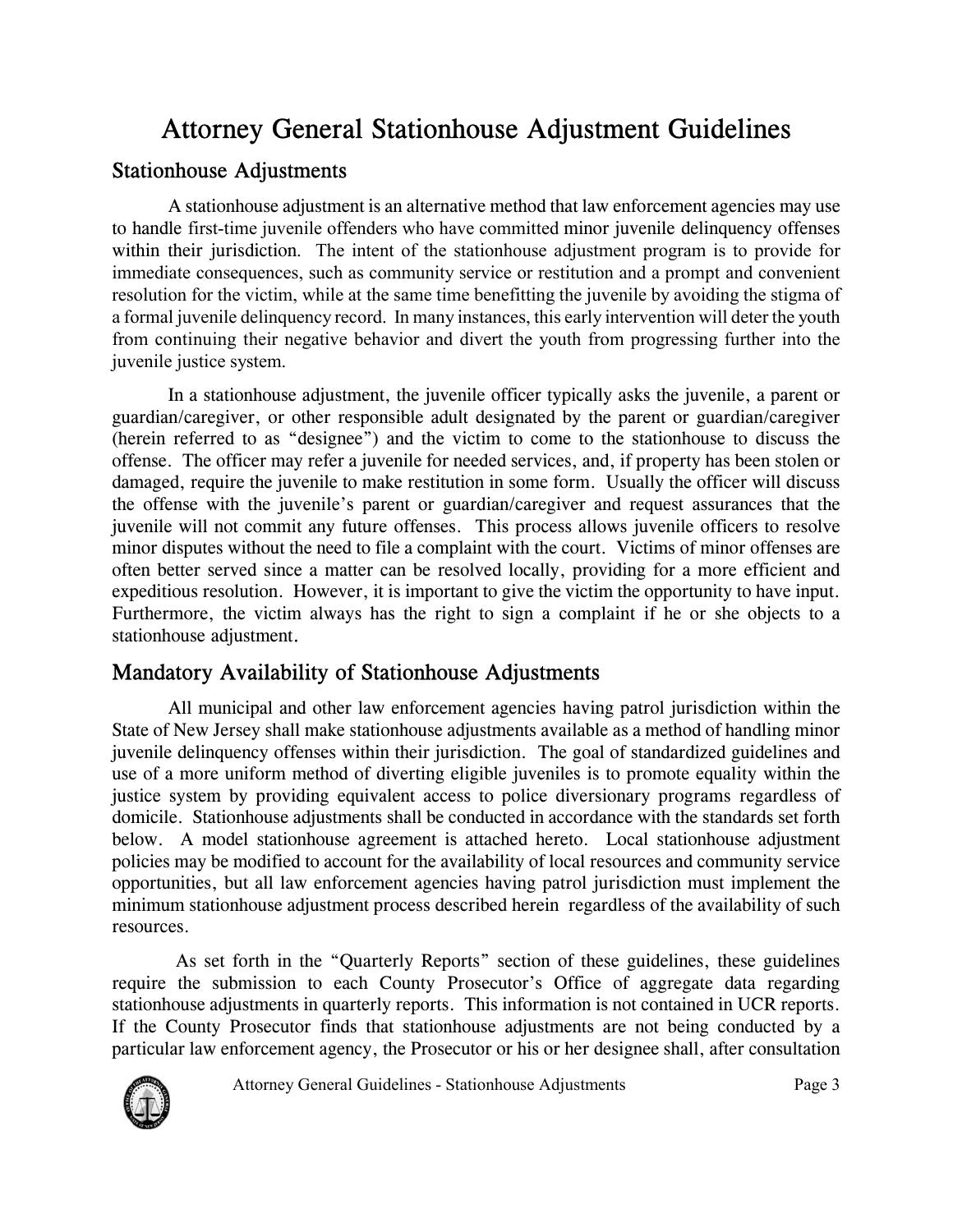# Attorney General Stationhouse Adjustment Guidelines

## Stationhouse Adjustments

A stationhouse adjustment is an alternative method that law enforcement agencies may use to handle first-time juvenile offenders who have committed minor juvenile delinquency offenses within their jurisdiction. The intent of the stationhouse adjustment program is to provide for immediate consequences, such as community service or restitution and a prompt and convenient resolution for the victim, while at the same time benefitting the juvenile by avoiding the stigma of a formal juvenile delinquency record. In many instances, this early intervention will deter the youth from continuing their negative behavior and divert the youth from progressing further into the juvenile justice system.

In a stationhouse adjustment, the juvenile officer typically asks the juvenile, a parent or guardian/caregiver, or other responsible adult designated by the parent or guardian/caregiver (herein referred to as "designee") and the victim to come to the stationhouse to discuss the offense. The officer may refer a juvenile for needed services, and, if property has been stolen or damaged, require the juvenile to make restitution in some form. Usually the officer will discuss the offense with the juvenile's parent or guardian/caregiver and request assurances that the juvenile will not commit any future offenses. This process allows juvenile officers to resolve minor disputes without the need to file a complaint with the court. Victims of minor offenses are often better served since a matter can be resolved locally, providing for a more efficient and expeditious resolution. However, it is important to give the victim the opportunity to have input. Furthermore, the victim always has the right to sign a complaint if he or she objects to a stationhouse adjustment.

## Mandatory Availability of Stationhouse Adjustments

All municipal and other law enforcement agencies having patrol jurisdiction within the State of New Jersey shall make stationhouse adjustments available as a method of handling minor juvenile delinquency offenses within their jurisdiction. The goal of standardized guidelines and use of a more uniform method of diverting eligible juveniles is to promote equality within the justice system by providing equivalent access to police diversionary programs regardless of domicile. Stationhouse adjustments shall be conducted in accordance with the standards set forth below. A model stationhouse agreement is attached hereto. Local stationhouse adjustment policies may be modified to account for the availability of local resources and community service opportunities, but all law enforcement agencies having patrol jurisdiction must implement the minimum stationhouse adjustment process described herein regardless of the availability of such resources.

As set forth in the "Quarterly Reports" section of these guidelines, these guidelines require the submission to each County Prosecutor's Office of aggregate data regarding stationhouse adjustments in quarterly reports. This information is not contained in UCR reports. If the County Prosecutor finds that stationhouse adjustments are not being conducted by a particular law enforcement agency, the Prosecutor or his or her designee shall, after consultation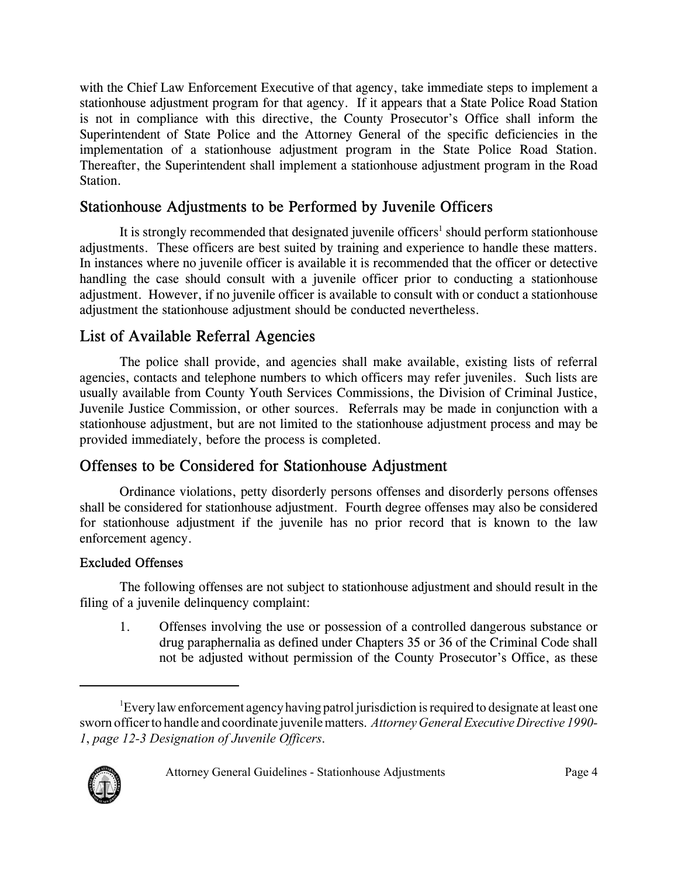with the Chief Law Enforcement Executive of that agency, take immediate steps to implement a stationhouse adjustment program for that agency. If it appears that a State Police Road Station is not in compliance with this directive, the County Prosecutor's Office shall inform the Superintendent of State Police and the Attorney General of the specific deficiencies in the implementation of a stationhouse adjustment program in the State Police Road Station. Thereafter, the Superintendent shall implement a stationhouse adjustment program in the Road Station.

## Stationhouse Adjustments to be Performed by Juvenile Officers

It is strongly recommended that designated juvenile officers[1] should perform stationhouse adjustments. These officers are best suited by training and experience to handle these matters. In instances where no juvenile officer is available it is recommended that the officer or detective handling the case should consult with a juvenile officer prior to conducting a stationhouse adjustment. However, if no juvenile officer is available to consult with or conduct a stationhouse adjustment the stationhouse adjustment should be conducted nevertheless.

## List of Available Referral Agencies

The police shall provide, and agencies shall make available, existing lists of referral agencies, contacts and telephone numbers to which officers may refer juveniles. Such lists are usually available from County Youth Services Commissions, the Division of Criminal Justice, Juvenile Justice Commission, or other sources. Referrals may be made in conjunction with a stationhouse adjustment, but are not limited to the stationhouse adjustment process and may be provided immediately, before the process is completed.

## Offenses to be Considered for Stationhouse Adjustment

Ordinance violations, petty disorderly persons offenses and disorderly persons offenses shall be considered for stationhouse adjustment. Fourth degree offenses may also be considered for stationhouse adjustment if the juvenile has no prior record that is known to the law enforcement agency.

### Excluded Offenses

The following offenses are not subject to stationhouse adjustment and should result in the filing of a juvenile delinquency complaint:

1. Offenses involving the use or possession of a controlled dangerous substance or drug paraphernalia as defined under Chapters 35 or 36 of the Criminal Code shall not be adjusted without permission of the County Prosecutor's Office, as these

---

[1] Every law enforcement agency having patrol jurisdiction is required to designate at least one sworn officer to handle and coordinate juvenile matters. *Attorney General Executive Directive 1990-1, page 12-3 Designation of Juvenile Officers.*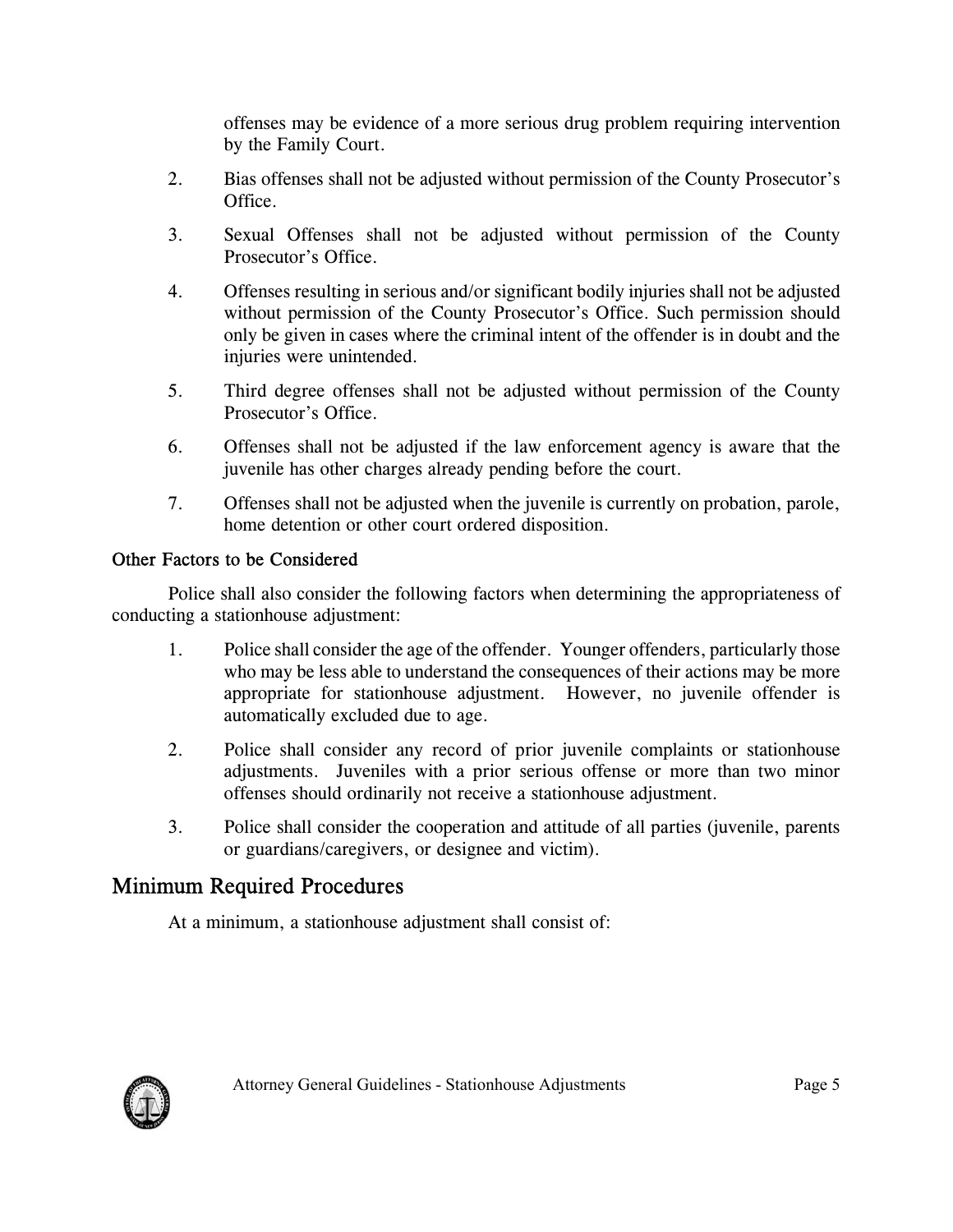offenses may be evidence of a more serious drug problem requiring intervention by the Family Court.

2. Bias offenses shall not be adjusted without permission of the County Prosecutor's Office.

3. Sexual Offenses shall not be adjusted without permission of the County Prosecutor's Office.

4. Offenses resulting in serious and/or significant bodily injuries shall not be adjusted without permission of the County Prosecutor's Office. Such permission should only be given in cases where the criminal intent of the offender is in doubt and the injuries were unintended.

5. Third degree offenses shall not be adjusted without permission of the County Prosecutor's Office.

6. Offenses shall not be adjusted if the law enforcement agency is aware that the juvenile has other charges already pending before the court.

7. Offenses shall not be adjusted when the juvenile is currently on probation, parole, home detention or other court ordered disposition.

### Other Factors to be Considered

Police shall also consider the following factors when determining the appropriateness of conducting a stationhouse adjustment:

1. Police shall consider the age of the offender. Younger offenders, particularly those who may be less able to understand the consequences of their actions may be more appropriate for stationhouse adjustment. However, no juvenile offender is automatically excluded due to age.

2. Police shall consider any record of prior juvenile complaints or stationhouse adjustments. Juveniles with a prior serious offense or more than two minor offenses should ordinarily not receive a stationhouse adjustment.

3. Police shall consider the cooperation and attitude of all parties (juvenile, parents or guardians/caregivers, or designee and victim).

## Minimum Required Procedures

At a minimum, a stationhouse adjustment shall consist of: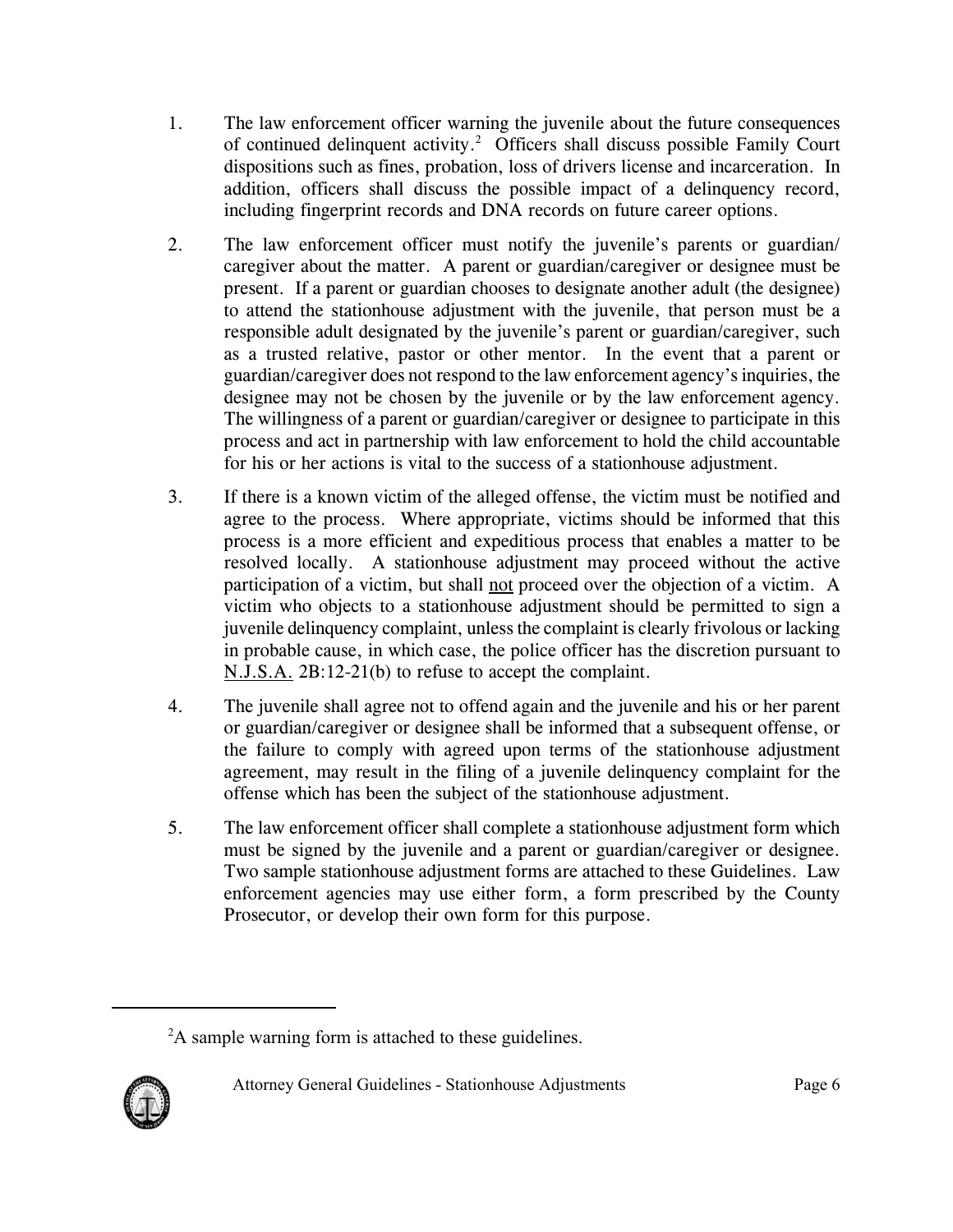1. The law enforcement officer warning the juvenile about the future consequences of continued delinquent activity.[2] Officers shall discuss possible Family Court dispositions such as fines, probation, loss of drivers license and incarceration. In addition, officers shall discuss the possible impact of a delinquency record, including fingerprint records and DNA records on future career options.

2. The law enforcement officer must notify the juvenile's parents or guardian/ caregiver about the matter. A parent or guardian/caregiver or designee must be present. If a parent or guardian chooses to designate another adult (the designee) to attend the stationhouse adjustment with the juvenile, that person must be a responsible adult designated by the juvenile's parent or guardian/caregiver, such as a trusted relative, pastor or other mentor. In the event that a parent or guardian/caregiver does not respond to the law enforcement agency's inquiries, the designee may not be chosen by the juvenile or by the law enforcement agency. The willingness of a parent or guardian/caregiver or designee to participate in this process and act in partnership with law enforcement to hold the child accountable for his or her actions is vital to the success of a stationhouse adjustment.

3. If there is a known victim of the alleged offense, the victim must be notified and agree to the process. Where appropriate, victims should be informed that this process is a more efficient and expeditious process that enables a matter to be resolved locally. A stationhouse adjustment may proceed without the active participation of a victim, but shall <u>not</u> proceed over the objection of a victim. A victim who objects to a stationhouse adjustment should be permitted to sign a juvenile delinquency complaint, unless the complaint is clearly frivolous or lacking in probable cause, in which case, the police officer has the discretion pursuant to <u>N.J.S.A.</u> 2B:12-21(b) to refuse to accept the complaint.

4. The juvenile shall agree not to offend again and the juvenile and his or her parent or guardian/caregiver or designee shall be informed that a subsequent offense, or the failure to comply with agreed upon terms of the stationhouse adjustment agreement, may result in the filing of a juvenile delinquency complaint for the offense which has been the subject of the stationhouse adjustment.

5. The law enforcement officer shall complete a stationhouse adjustment form which must be signed by the juvenile and a parent or guardian/caregiver or designee. Two sample stationhouse adjustment forms are attached to these Guidelines. Law enforcement agencies may use either form, a form prescribed by the County Prosecutor, or develop their own form for this purpose.

---

[2] A sample warning form is attached to these guidelines.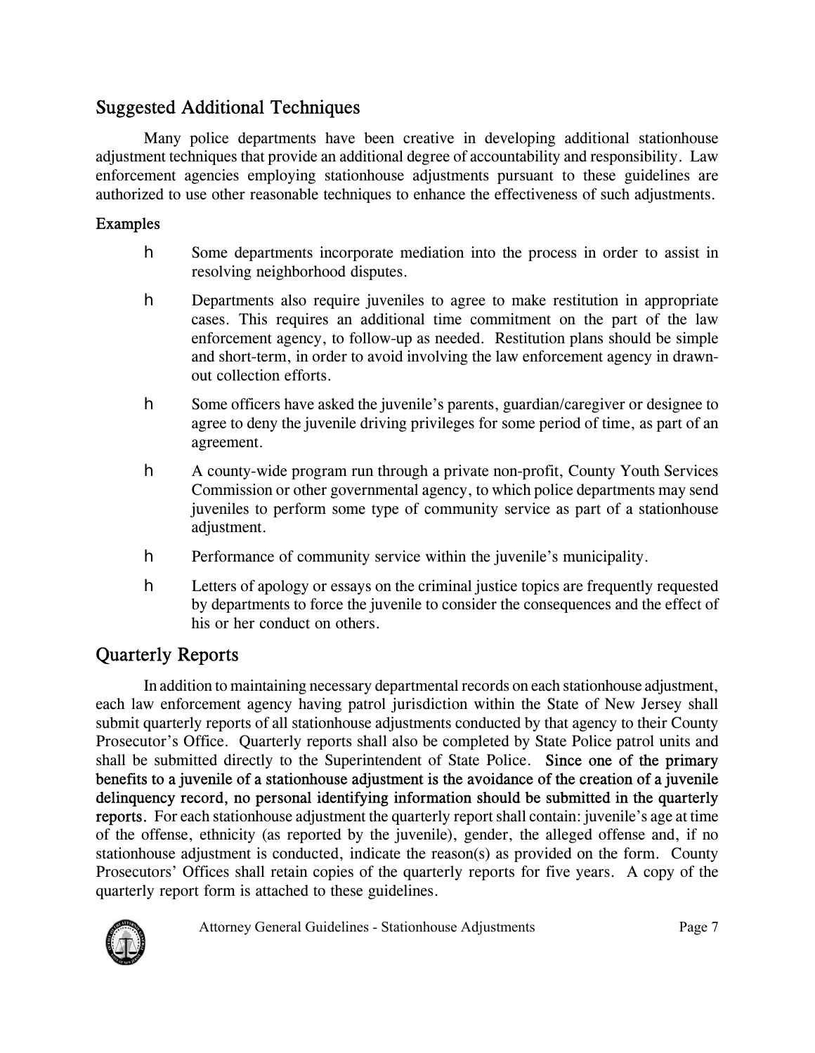## Suggested Additional Techniques

Many police departments have been creative in developing additional stationhouse adjustment techniques that provide an additional degree of accountability and responsibility. Law enforcement agencies employing stationhouse adjustments pursuant to these guidelines are authorized to use other reasonable techniques to enhance the effectiveness of such adjustments.

### Examples

- Some departments incorporate mediation into the process in order to assist in resolving neighborhood disputes.
- Departments also require juveniles to agree to make restitution in appropriate cases. This requires an additional time commitment on the part of the law enforcement agency, to follow-up as needed. Restitution plans should be simple and short-term, in order to avoid involving the law enforcement agency in drawn-out collection efforts.
- Some officers have asked the juvenile's parents, guardian/caregiver or designee to agree to deny the juvenile driving privileges for some period of time, as part of an agreement.
- A county-wide program run through a private non-profit, County Youth Services Commission or other governmental agency, to which police departments may send juveniles to perform some type of community service as part of a stationhouse adjustment.
- Performance of community service within the juvenile's municipality.
- Letters of apology or essays on the criminal justice topics are frequently requested by departments to force the juvenile to consider the consequences and the effect of his or her conduct on others.

## Quarterly Reports

In addition to maintaining necessary departmental records on each stationhouse adjustment, each law enforcement agency having patrol jurisdiction within the State of New Jersey shall submit quarterly reports of all stationhouse adjustments conducted by that agency to their County Prosecutor's Office. Quarterly reports shall also be completed by State Police patrol units and shall be submitted directly to the Superintendent of State Police. **Since one of the primary benefits to a juvenile of a stationhouse adjustment is the avoidance of the creation of a juvenile delinquency record, no personal identifying information should be submitted in the quarterly reports.** For each stationhouse adjustment the quarterly report shall contain: juvenile's age at time of the offense, ethnicity (as reported by the juvenile), gender, the alleged offense and, if no stationhouse adjustment is conducted, indicate the reason(s) as provided on the form. County Prosecutors' Offices shall retain copies of the quarterly reports for five years. A copy of the quarterly report form is attached to these guidelines.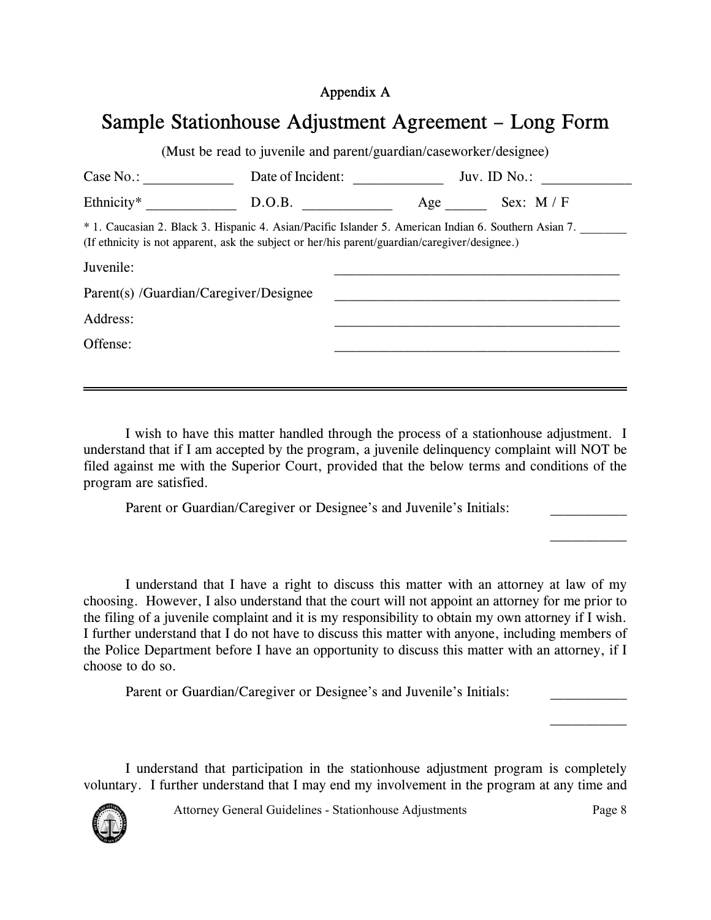Appendix A

# Sample Stationhouse Adjustment Agreement – Long Form

(Must be read to juvenile and parent/guardian/caseworker/designee)

Case No.: ____________ Date of Incident: ____________ Juv. ID No.: ____________

Ethnicity* ____________ D.O.B. ____________ Age ______ Sex: M / F

* 1. Caucasian 2. Black 3. Hispanic 4. Asian/Pacific Islander 5. American Indian 6. Southern Asian 7. ________
(If ethnicity is not apparent, ask the subject or her/his parent/guardian/caregiver/designee.)

Juvenile: __________________________________________

Parent(s) /Guardian/Caregiver/Designee __________________________________________

Address: __________________________________________

Offense: __________________________________________

---

I wish to have this matter handled through the process of a stationhouse adjustment. I understand that if I am accepted by the program, a juvenile delinquency complaint will NOT be filed against me with the Superior Court, provided that the below terms and conditions of the program are satisfied.

Parent or Guardian/Caregiver or Designee's and Juvenile's Initials: __________

__________

I understand that I have a right to discuss this matter with an attorney at law of my choosing. However, I also understand that the court will not appoint an attorney for me prior to the filing of a juvenile complaint and it is my responsibility to obtain my own attorney if I wish. I further understand that I do not have to discuss this matter with anyone, including members of the Police Department before I have an opportunity to discuss this matter with an attorney, if I choose to do so.

Parent or Guardian/Caregiver or Designee's and Juvenile's Initials: __________

__________

I understand that participation in the stationhouse adjustment program is completely voluntary. I further understand that I may end my involvement in the program at any time and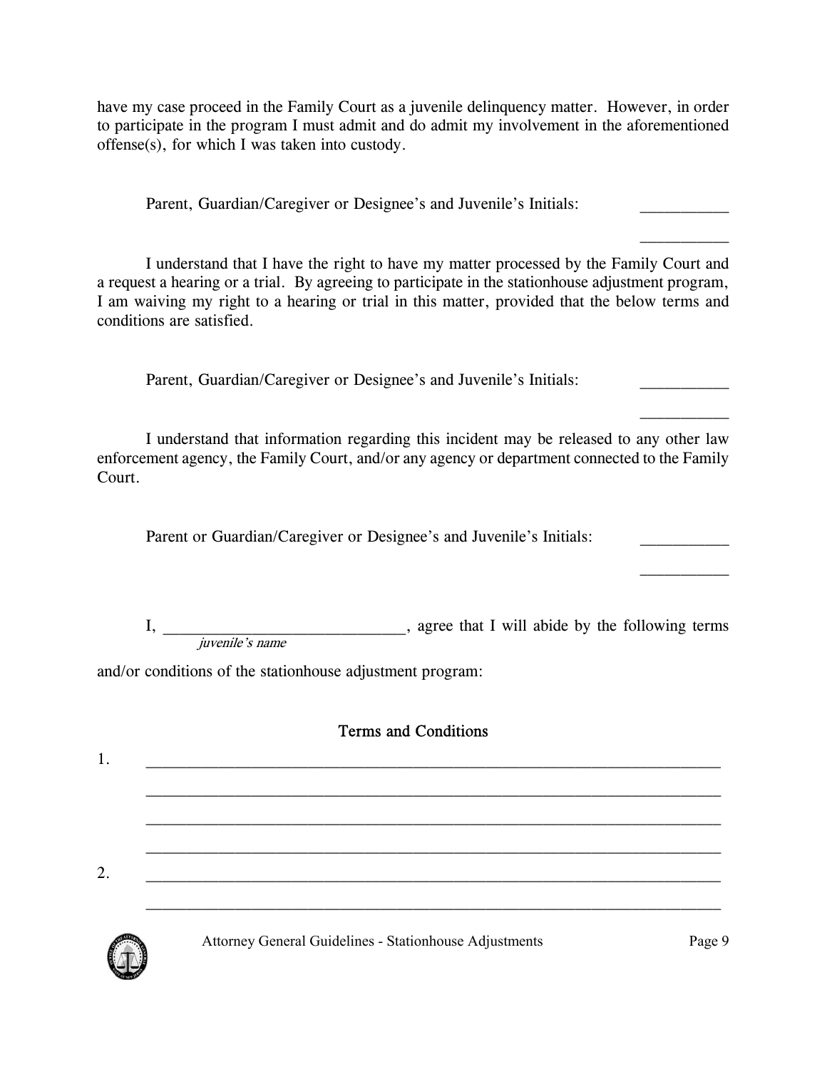have my case proceed in the Family Court as a juvenile delinquency matter. However, in order to participate in the program I must admit and do admit my involvement in the aforementioned offense(s), for which I was taken into custody.

Parent, Guardian/Caregiver or Designee's and Juvenile's Initials: __________

__________

I understand that I have the right to have my matter processed by the Family Court and a request a hearing or a trial. By agreeing to participate in the stationhouse adjustment program, I am waiving my right to a hearing or trial in this matter, provided that the below terms and conditions are satisfied.

Parent, Guardian/Caregiver or Designee's and Juvenile's Initials: __________

__________

I understand that information regarding this incident may be released to any other law enforcement agency, the Family Court, and/or any agency or department connected to the Family Court.

Parent or Guardian/Caregiver or Designee's and Juvenile's Initials: __________

__________

I, ____________________________, agree that I will abide by the following terms
*juvenile's name*

and/or conditions of the stationhouse adjustment program:

### Terms and Conditions

1. ______________________________________________________________________

   ______________________________________________________________________

   ______________________________________________________________________

   ______________________________________________________________________

2. ______________________________________________________________________

   ______________________________________________________________________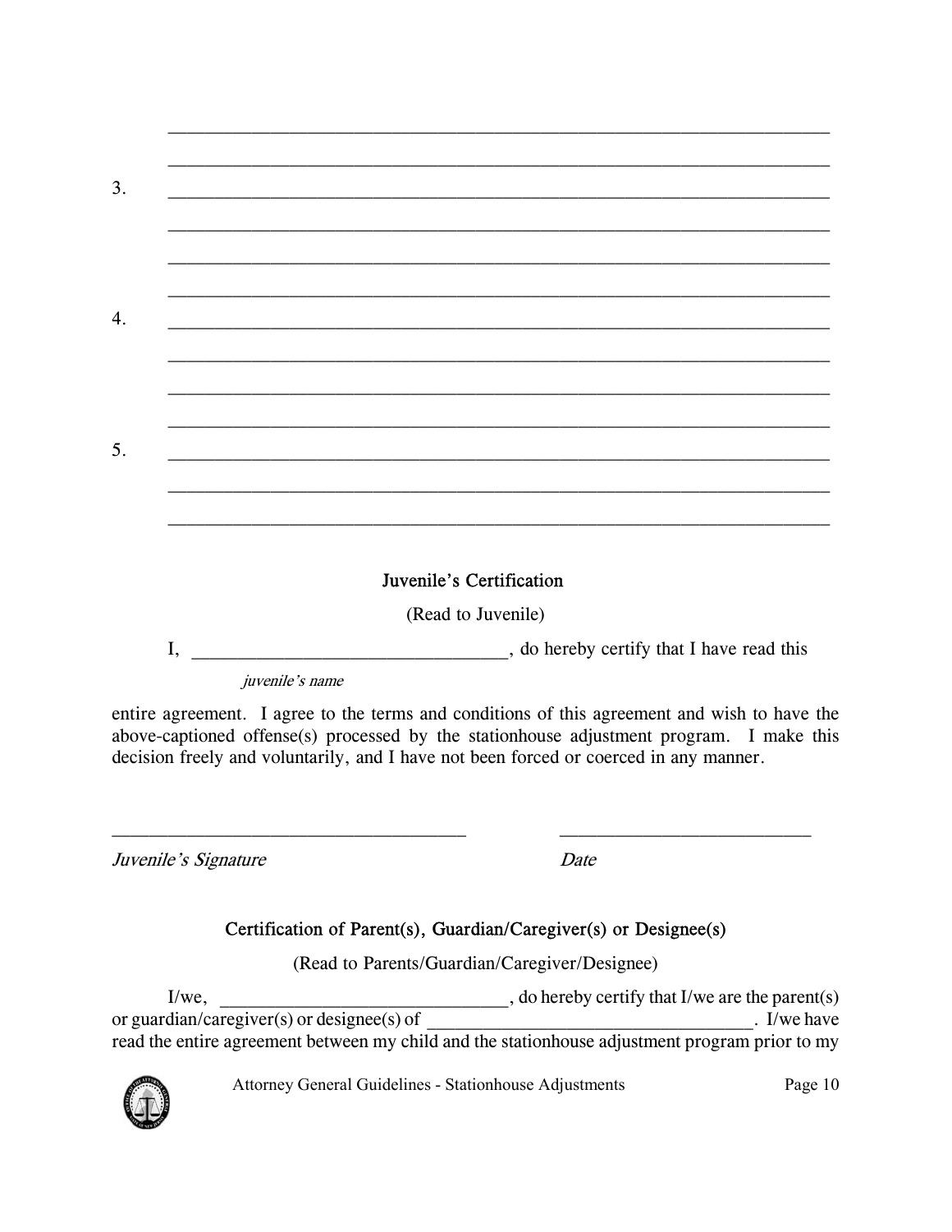______________________________________________________________________

______________________________________________________________________

3. ______________________________________________________________________

______________________________________________________________________

______________________________________________________________________

______________________________________________________________________

4. ______________________________________________________________________

______________________________________________________________________

______________________________________________________________________

______________________________________________________________________

5. ______________________________________________________________________

______________________________________________________________________

______________________________________________________________________

## Juvenile's Certification

(Read to Juvenile)

I, _________________________________, do hereby certify that I have read this

*juvenile's name*

entire agreement. I agree to the terms and conditions of this agreement and wish to have the above-captioned offense(s) processed by the stationhouse adjustment program. I make this decision freely and voluntarily, and I have not been forced or coerced in any manner.

_____________________________________ __________________________

*Juvenile's Signature* *Date*

## Certification of Parent(s), Guardian/Caregiver(s) or Designee(s)

(Read to Parents/Guardian/Caregiver/Designee)

I/we, _______________________________, do hereby certify that I/we are the parent(s) or guardian/caregiver(s) or designee(s) of __________________________________. I/we have read the entire agreement between my child and the stationhouse adjustment program prior to my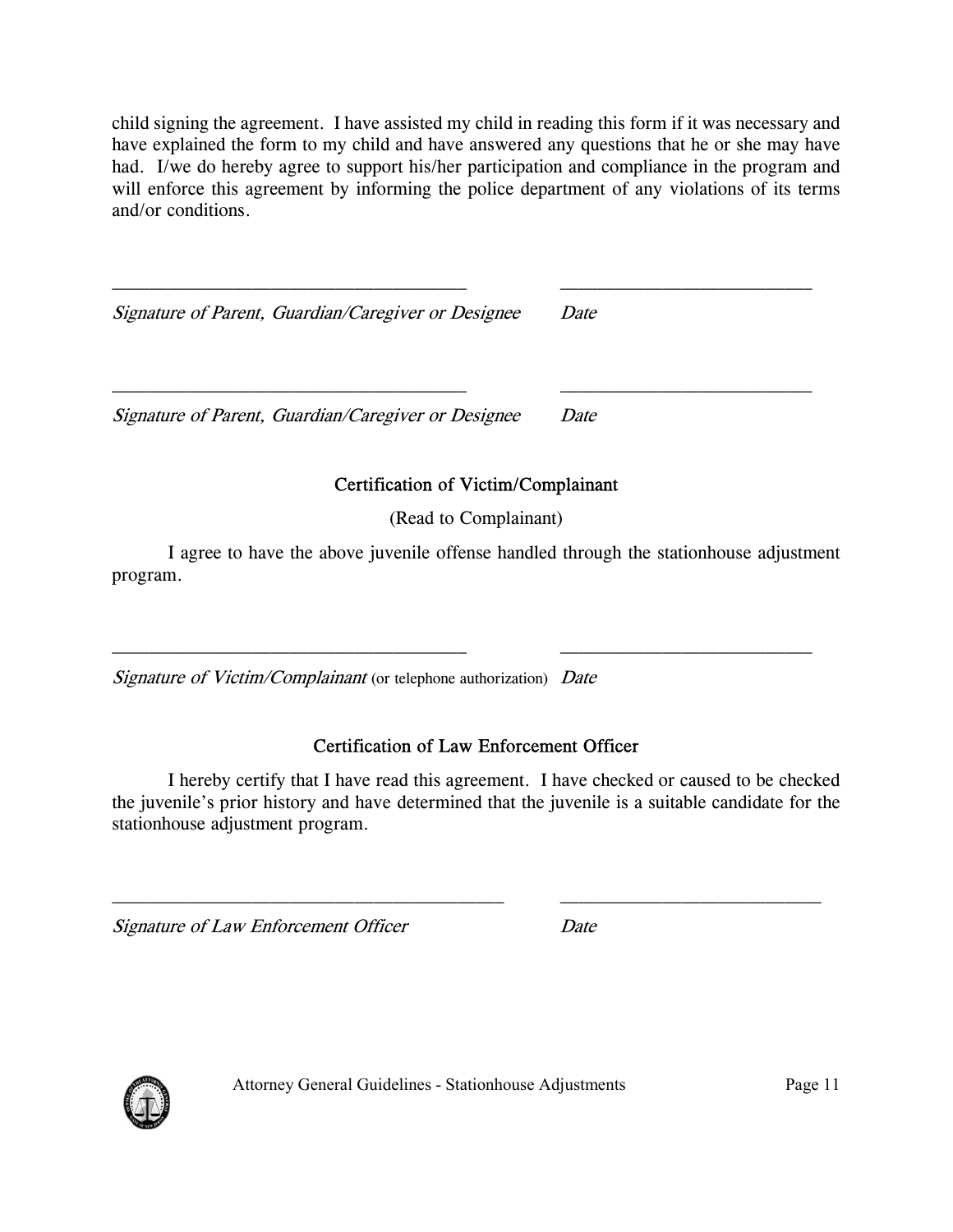child signing the agreement. I have assisted my child in reading this form if it was necessary and have explained the form to my child and have answered any questions that he or she may have had. I/we do hereby agree to support his/her participation and compliance in the program and will enforce this agreement by informing the police department of any violations of its terms and/or conditions.

\_\_\_\_\_\_\_\_\_\_\_\_\_\_\_\_\_\_\_\_\_\_\_\_\_\_\_\_\_\_\_\_\_\_\_\_\_ \_\_\_\_\_\_\_\_\_\_\_\_\_\_\_\_\_\_\_\_\_\_\_\_\_\_

*Signature of Parent, Guardian/Caregiver or Designee* *Date*

\_\_\_\_\_\_\_\_\_\_\_\_\_\_\_\_\_\_\_\_\_\_\_\_\_\_\_\_\_\_\_\_\_\_\_\_\_ \_\_\_\_\_\_\_\_\_\_\_\_\_\_\_\_\_\_\_\_\_\_\_\_\_\_

*Signature of Parent, Guardian/Caregiver or Designee* *Date*

## Certification of Victim/Complainant

(Read to Complainant)

I agree to have the above juvenile offense handled through the stationhouse adjustment program.

\_\_\_\_\_\_\_\_\_\_\_\_\_\_\_\_\_\_\_\_\_\_\_\_\_\_\_\_\_\_\_\_\_\_\_\_\_ \_\_\_\_\_\_\_\_\_\_\_\_\_\_\_\_\_\_\_\_\_\_\_\_\_\_

*Signature of Victim/Complainant* (or telephone authorization) *Date*

## Certification of Law Enforcement Officer

I hereby certify that I have read this agreement. I have checked or caused to be checked the juvenile's prior history and have determined that the juvenile is a suitable candidate for the stationhouse adjustment program.

\_\_\_\_\_\_\_\_\_\_\_\_\_\_\_\_\_\_\_\_\_\_\_\_\_\_\_\_\_\_\_\_\_\_\_\_\_\_\_\_\_ \_\_\_\_\_\_\_\_\_\_\_\_\_\_\_\_\_\_\_\_\_\_\_\_\_\_\_

*Signature of Law Enforcement Officer* *Date*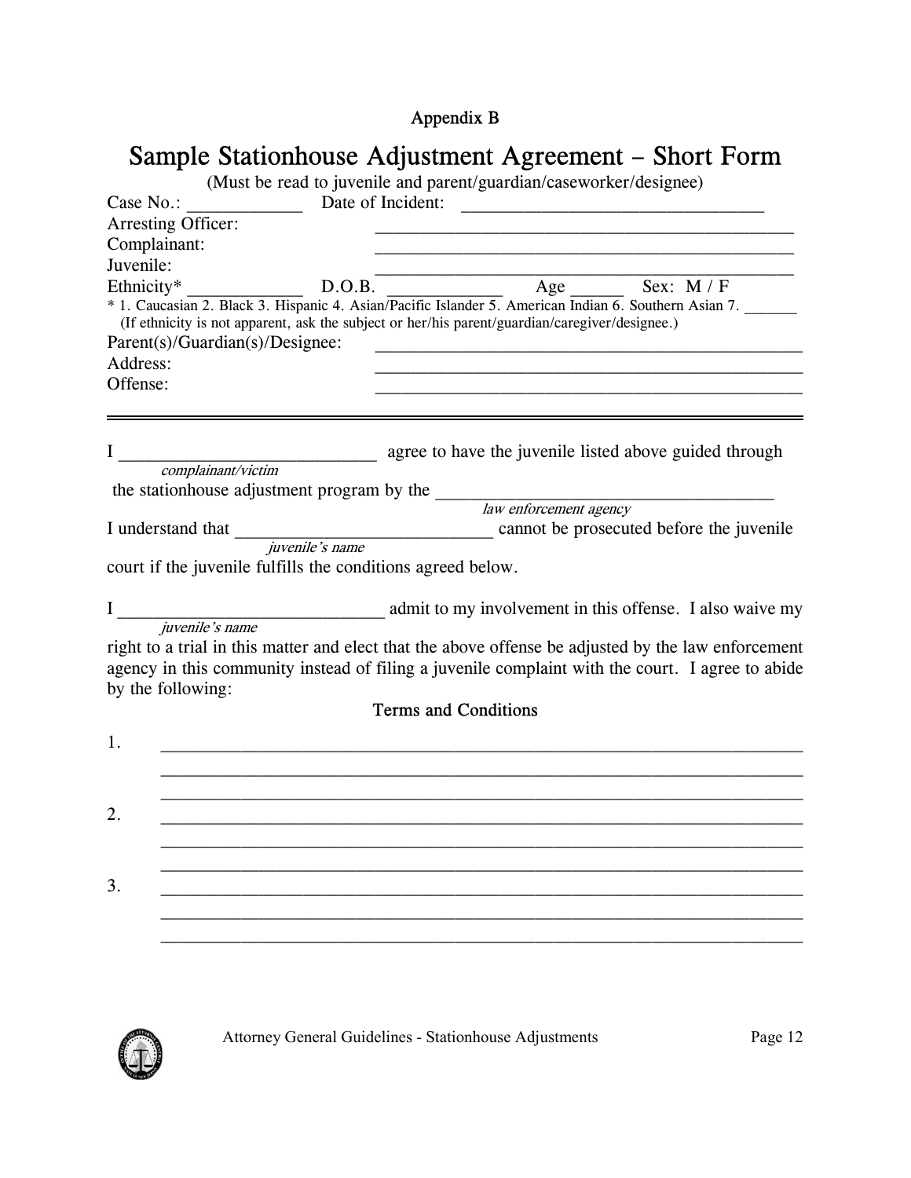Appendix B

# Sample Stationhouse Adjustment Agreement – Short Form

(Must be read to juvenile and parent/guardian/caseworker/designee)

Case No.: ____________ Date of Incident: _________________________________

Arresting Officer: _______________________________________________

Complainant: _______________________________________________

Juvenile: _______________________________________________

Ethnicity* ____________ D.O.B. ____________ Age ______ Sex: M / F

* 1. Caucasian 2. Black 3. Hispanic 4. Asian/Pacific Islander 5. American Indian 6. Southern Asian 7. ______
(If ethnicity is not apparent, ask the subject or her/his parent/guardian/caregiver/designee.)

Parent(s)/Guardian(s)/Designee: _______________________________________________

Address: _______________________________________________

Offense: _______________________________________________

---

I ____________________________ agree to have the juvenile listed above guided through
*complainant/victim*

the stationhouse adjustment program by the ___________________________________
*law enforcement agency*

I understand that ____________________________ cannot be prosecuted before the juvenile
*juvenile's name*

court if the juvenile fulfills the conditions agreed below.

I _____________________________ admit to my involvement in this offense. I also waive my
*juvenile's name*

right to a trial in this matter and elect that the above offense be adjusted by the law enforcement agency in this community instead of filing a juvenile complaint with the court. I agree to abide by the following:

### Terms and Conditions

1. ______________________________________________________________________
______________________________________________________________________
______________________________________________________________________

2. ______________________________________________________________________
______________________________________________________________________
______________________________________________________________________

3. ______________________________________________________________________
______________________________________________________________________
______________________________________________________________________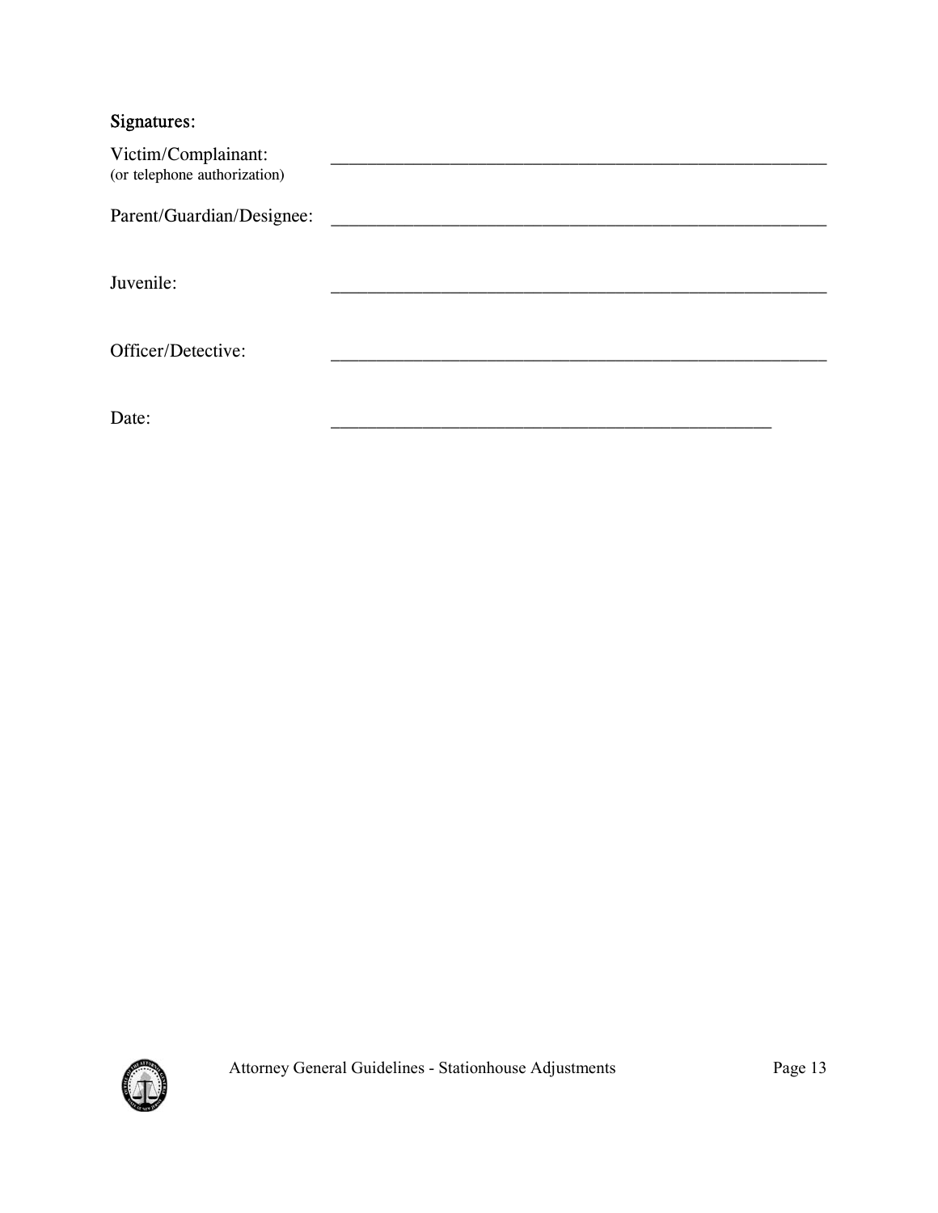**Signatures:**

Victim/Complainant: _______________________________________________________
(or telephone authorization)

Parent/Guardian/Designee: _______________________________________________________

Juvenile: _______________________________________________________

Officer/Detective: _______________________________________________________

Date: ________________________________________________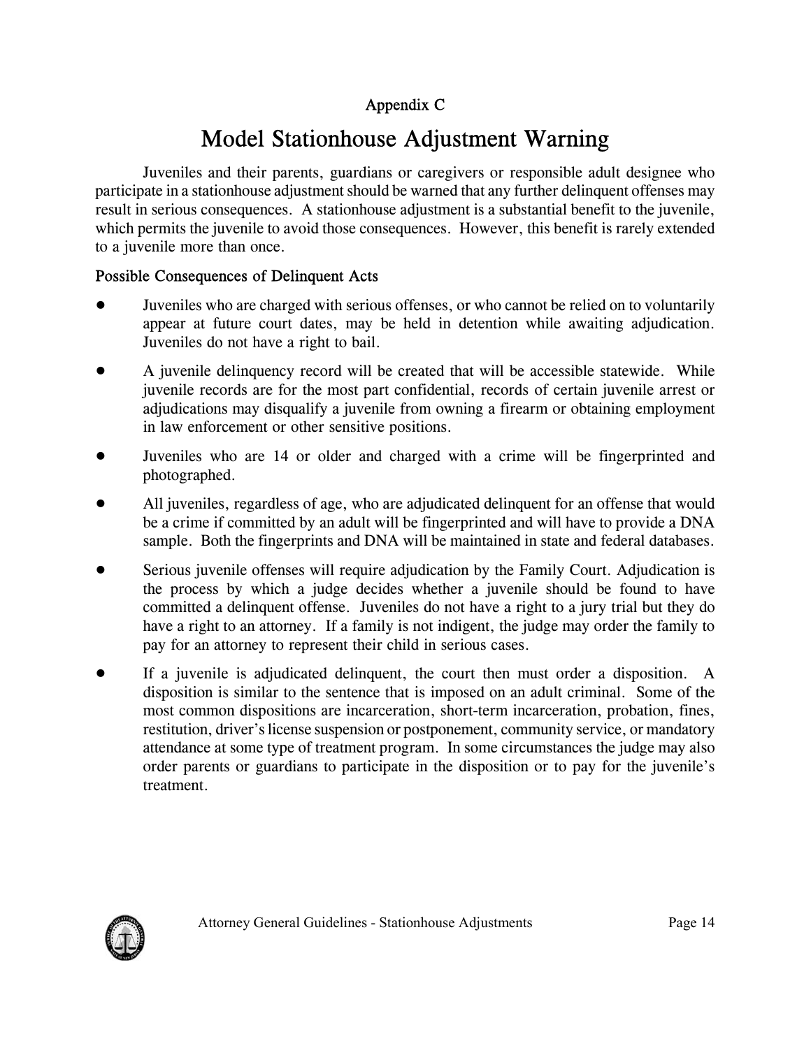## Appendix C

# Model Stationhouse Adjustment Warning

Juveniles and their parents, guardians or caregivers or responsible adult designee who participate in a stationhouse adjustment should be warned that any further delinquent offenses may result in serious consequences. A stationhouse adjustment is a substantial benefit to the juvenile, which permits the juvenile to avoid those consequences. However, this benefit is rarely extended to a juvenile more than once.

### Possible Consequences of Delinquent Acts

- Juveniles who are charged with serious offenses, or who cannot be relied on to voluntarily appear at future court dates, may be held in detention while awaiting adjudication. Juveniles do not have a right to bail.
- A juvenile delinquency record will be created that will be accessible statewide. While juvenile records are for the most part confidential, records of certain juvenile arrest or adjudications may disqualify a juvenile from owning a firearm or obtaining employment in law enforcement or other sensitive positions.
- Juveniles who are 14 or older and charged with a crime will be fingerprinted and photographed.
- All juveniles, regardless of age, who are adjudicated delinquent for an offense that would be a crime if committed by an adult will be fingerprinted and will have to provide a DNA sample. Both the fingerprints and DNA will be maintained in state and federal databases.
- Serious juvenile offenses will require adjudication by the Family Court. Adjudication is the process by which a judge decides whether a juvenile should be found to have committed a delinquent offense. Juveniles do not have a right to a jury trial but they do have a right to an attorney. If a family is not indigent, the judge may order the family to pay for an attorney to represent their child in serious cases.
- If a juvenile is adjudicated delinquent, the court then must order a disposition. A disposition is similar to the sentence that is imposed on an adult criminal. Some of the most common dispositions are incarceration, short-term incarceration, probation, fines, restitution, driver's license suspension or postponement, community service, or mandatory attendance at some type of treatment program. In some circumstances the judge may also order parents or guardians to participate in the disposition or to pay for the juvenile's treatment.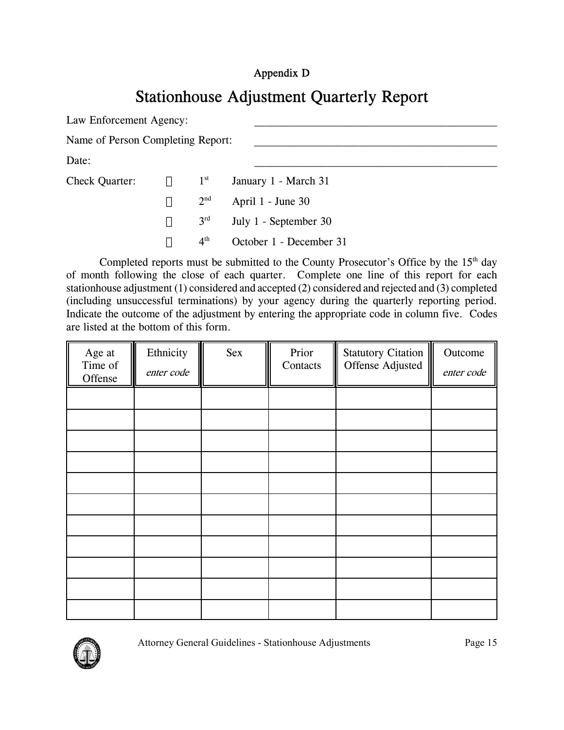Appendix D

# Stationhouse Adjustment Quarterly Report

Law Enforcement Agency: \_\_\_\_\_\_\_\_\_\_\_\_\_\_\_\_\_\_\_\_\_\_\_\_\_\_\_\_\_\_\_\_\_\_\_\_\_\_\_\_\_\_\_\_

Name of Person Completing Report: \_\_\_\_\_\_\_\_\_\_\_\_\_\_\_\_\_\_\_\_\_\_\_\_\_\_\_\_\_\_\_\_\_\_\_\_\_\_\_\_\_\_\_\_

Date: \_\_\_\_\_\_\_\_\_\_\_\_\_\_\_\_\_\_\_\_\_\_\_\_\_\_\_\_\_\_\_\_\_\_\_\_\_\_\_\_\_\_\_\_

Check Quarter:

- ☐ 1st January 1 - March 31
- ☐ 2nd April 1 - June 30
- ☐ 3rd July 1 - September 30
- ☐ 4th October 1 - December 31

Completed reports must be submitted to the County Prosecutor's Office by the 15th day of month following the close of each quarter. Complete one line of this report for each stationhouse adjustment (1) considered and accepted (2) considered and rejected and (3) completed (including unsuccessful terminations) by your agency during the quarterly reporting period. Indicate the outcome of the adjustment by entering the appropriate code in column five. Codes are listed at the bottom of this form.

| Age at Time of Offense | Ethnicity *enter code* | Sex | Prior Contacts | Statutory Citation Offense Adjusted | Outcome *enter code* |
|---|---|---|---|---|---|
| | | | | | |
| | | | | | |
| | | | | | |
| | | | | | |
| | | | | | |
| | | | | | |
| | | | | | |
| | | | | | |
| | | | | | |
| | | | | | |
| | | | | | |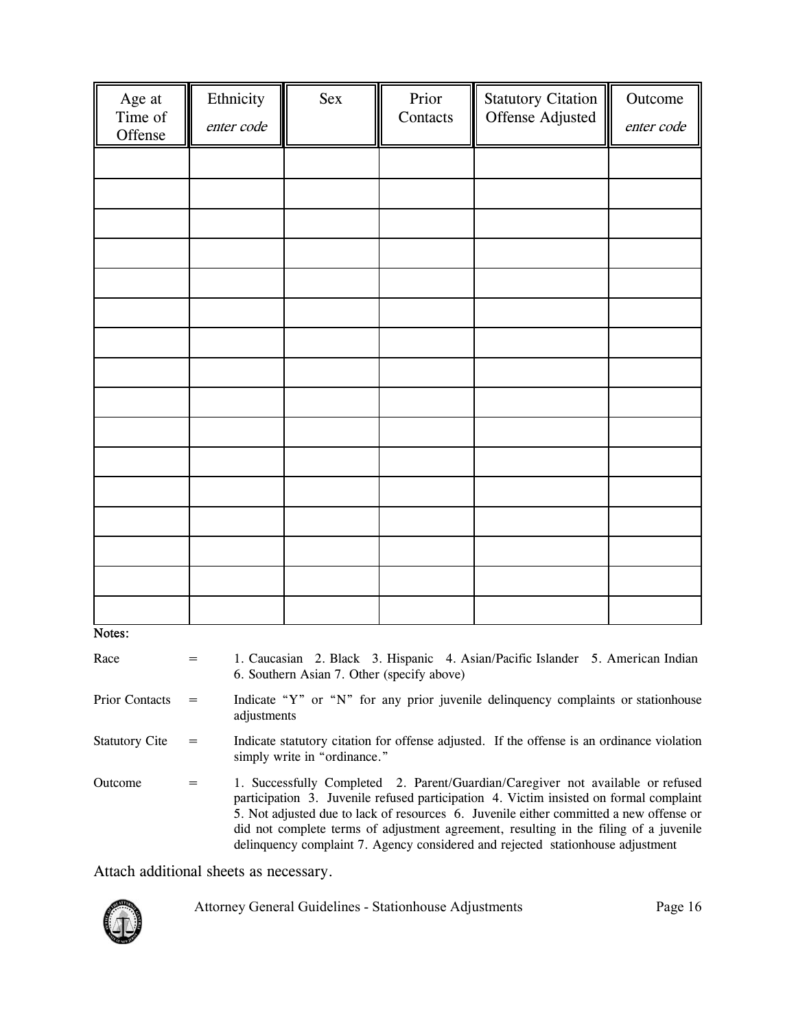| Age at Time of Offense | Ethnicity *enter code* | Sex | Prior Contacts | Statutory Citation Offense Adjusted | Outcome *enter code* |
|---|---|---|---|---|---|
| | | | | | |
| | | | | | |
| | | | | | |
| | | | | | |
| | | | | | |
| | | | | | |
| | | | | | |
| | | | | | |
| | | | | | |
| | | | | | |
| | | | | | |
| | | | | | |
| | | | | | |
| | | | | | |
| | | | | | |
| | | | | | |

**Notes:**

Race = 1. Caucasian 2. Black 3. Hispanic 4. Asian/Pacific Islander 5. American Indian 6. Southern Asian 7. Other (specify above)

Prior Contacts = Indicate "Y" or "N" for any prior juvenile delinquency complaints or stationhouse adjustments

Statutory Cite = Indicate statutory citation for offense adjusted. If the offense is an ordinance violation simply write in "ordinance."

Outcome = 1. Successfully Completed 2. Parent/Guardian/Caregiver not available or refused participation 3. Juvenile refused participation 4. Victim insisted on formal complaint 5. Not adjusted due to lack of resources 6. Juvenile either committed a new offense or did not complete terms of adjustment agreement, resulting in the filing of a juvenile delinquency complaint 7. Agency considered and rejected stationhouse adjustment

Attach additional sheets as necessary.